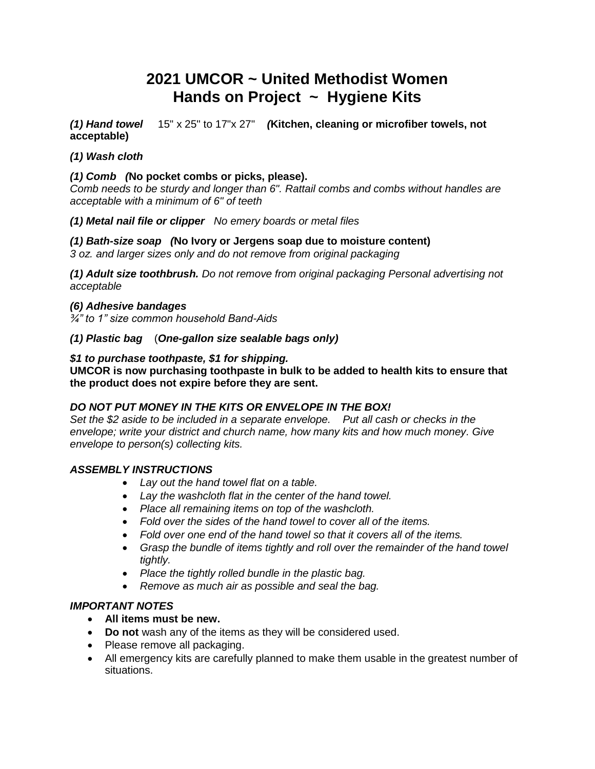# 2021 UMCOR ~ United Methodist Women
# Hands on Project ~ Hygiene Kits

***(1) Hand towel*** 15" x 25" to 17"x 27" ***(*****Kitchen, cleaning or microfiber towels, not acceptable)**

***(1) Wash cloth***

***(1) Comb (*****No pocket combs or picks, please).**
*Comb needs to be sturdy and longer than 6". Rattail combs and combs without handles are acceptable with a minimum of 6" of teeth*

***(1) Metal nail file or clipper*** *No emery boards or metal files*

***(1) Bath-size soap (*****No Ivory or Jergens soap due to moisture content)**
*3 oz. and larger sizes only and do not remove from original packaging*

***(1) Adult size toothbrush.*** *Do not remove from original packaging Personal advertising not acceptable*

***(6) Adhesive bandages***
*¾" to 1" size common household Band-Aids*

***(1) Plastic bag*** (***One-gallon size sealable bags only)***

***$1 to purchase toothpaste, $1 for shipping.***
**UMCOR is now purchasing toothpaste in bulk to be added to health kits to ensure that the product does not expire before they are sent.**

***DO NOT PUT MONEY IN THE KITS OR ENVELOPE IN THE BOX!***
*Set the $2 aside to be included in a separate envelope. Put all cash or checks in the envelope; write your district and church name, how many kits and how much money. Give envelope to person(s) collecting kits.*

***ASSEMBLY INSTRUCTIONS***

- *Lay out the hand towel flat on a table.*
- *Lay the washcloth flat in the center of the hand towel.*
- *Place all remaining items on top of the washcloth.*
- *Fold over the sides of the hand towel to cover all of the items.*
- *Fold over one end of the hand towel so that it covers all of the items.*
- *Grasp the bundle of items tightly and roll over the remainder of the hand towel tightly.*
- *Place the tightly rolled bundle in the plastic bag.*
- *Remove as much air as possible and seal the bag.*

***IMPORTANT NOTES***

- **All items must be new.**
- **Do not** wash any of the items as they will be considered used.
- Please remove all packaging.
- All emergency kits are carefully planned to make them usable in the greatest number of situations.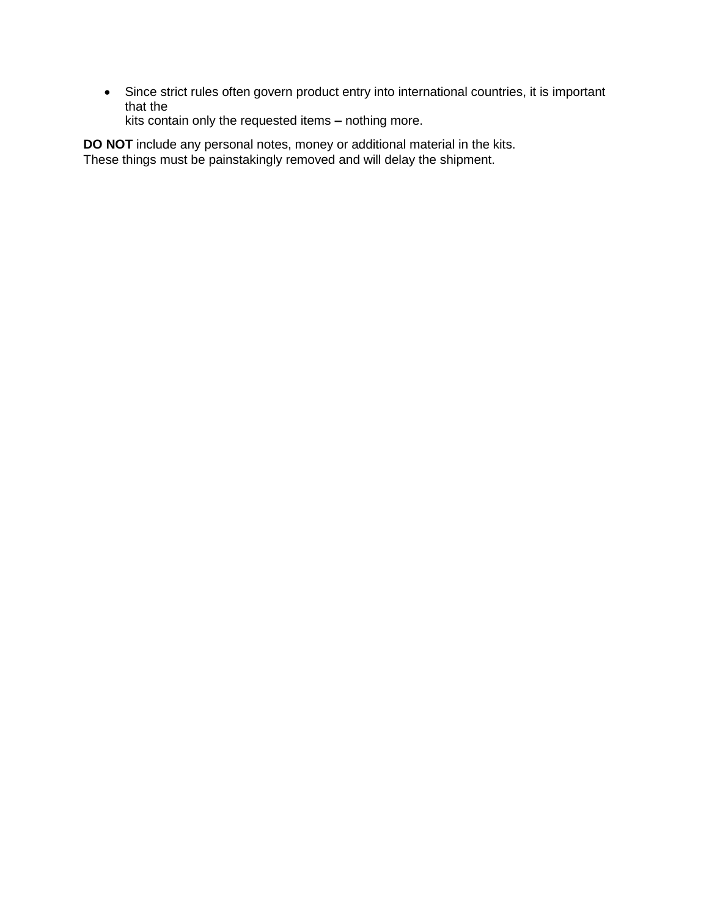- Since strict rules often govern product entry into international countries, it is important that the kits contain only the requested items **–** nothing more.

**DO NOT** include any personal notes, money or additional material in the kits.
These things must be painstakingly removed and will delay the shipment.